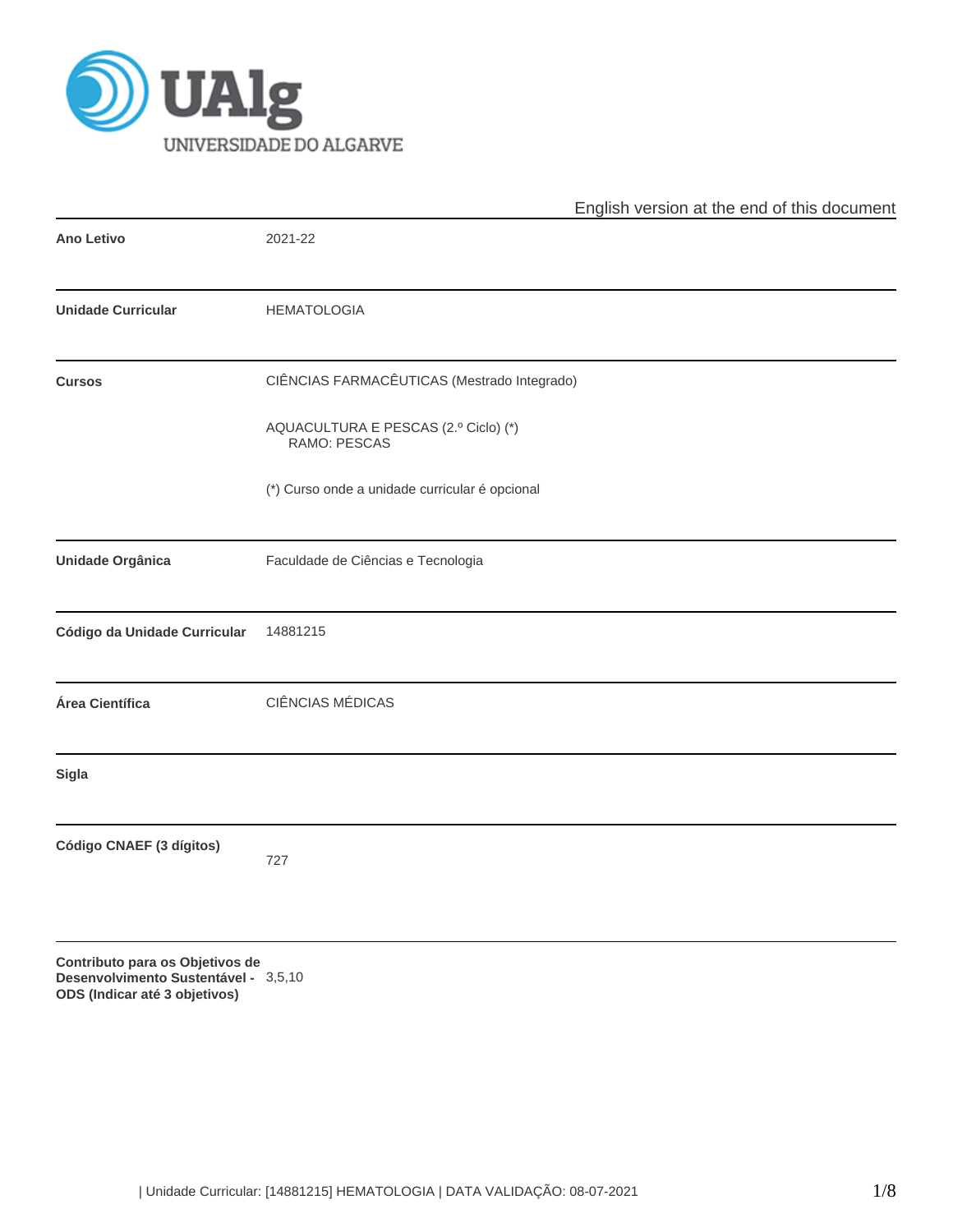English version at the end of this document

| | |
|---|---|
| **Ano Letivo** | 2021-22 |
| **Unidade Curricular** | HEMATOLOGIA |
| **Cursos** | CIÊNCIAS FARMACÊUTICAS (Mestrado Integrado)<br><br>AQUACULTURA E PESCAS (2.º Ciclo) (*)<br>RAMO: PESCAS<br><br>(*) Curso onde a unidade curricular é opcional |
| **Unidade Orgânica** | Faculdade de Ciências e Tecnologia |
| **Código da Unidade Curricular** | 14881215 |
| **Área Científica** | CIÊNCIAS MÉDICAS |
| **Sigla** | |
| **Código CNAEF (3 dígitos)** | 727 |
| **Contributo para os Objetivos de Desenvolvimento Sustentável - ODS (Indicar até 3 objetivos)** | 3,5,10 |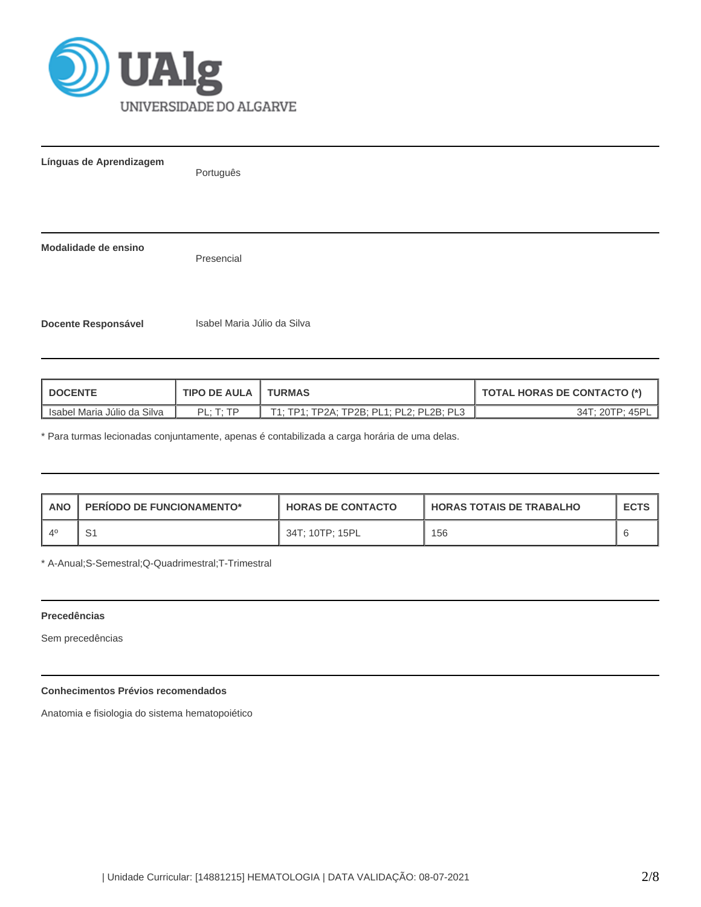**Línguas de Aprendizagem**

Português

**Modalidade de ensino**

Presencial

**Docente Responsável**

Isabel Maria Júlio da Silva

| DOCENTE | TIPO DE AULA | TURMAS | TOTAL HORAS DE CONTACTO (*) |
|---|---|---|---|
| Isabel Maria Júlio da Silva | PL; T; TP | T1; TP1; TP2A; TP2B; PL1; PL2; PL2B; PL3 | 34T; 20TP; 45PL |

* Para turmas lecionadas conjuntamente, apenas é contabilizada a carga horária de uma delas.

| ANO | PERÍODO DE FUNCIONAMENTO* | HORAS DE CONTACTO | HORAS TOTAIS DE TRABALHO | ECTS |
|---|---|---|---|---|
| 4º | S1 | 34T; 10TP; 15PL | 156 | 6 |

* A-Anual;S-Semestral;Q-Quadrimestral;T-Trimestral

**Precedências**

Sem precedências

**Conhecimentos Prévios recomendados**

Anatomia e fisiologia do sistema hematopoiético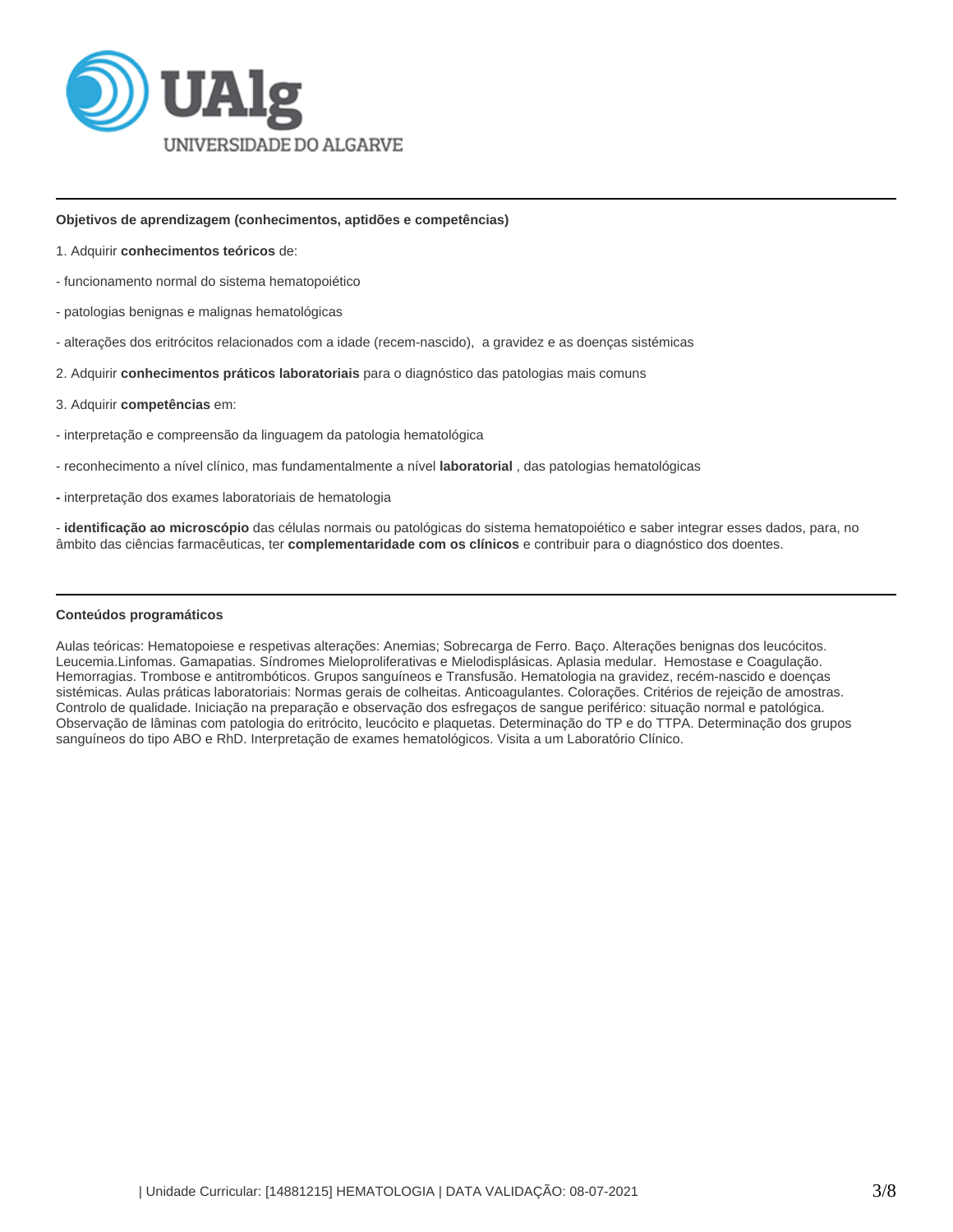### Objetivos de aprendizagem (conhecimentos, aptidões e competências)

1. Adquirir **conhecimentos teóricos** de:

- funcionamento normal do sistema hematopoiético

- patologias benignas e malignas hematológicas

- alterações dos eritrócitos relacionados com a idade (recem-nascido), a gravidez e as doenças sistémicas

2. Adquirir **conhecimentos práticos laboratoriais** para o diagnóstico das patologias mais comuns

3. Adquirir **competências** em:

- interpretação e compreensão da linguagem da patologia hematológica

- reconhecimento a nível clínico, mas fundamentalmente a nível **laboratorial** , das patologias hematológicas

- interpretação dos exames laboratoriais de hematologia

- **identificação ao microscópio** das células normais ou patológicas do sistema hematopoiético e saber integrar esses dados, para, no âmbito das ciências farmacêuticas, ter **complementaridade com os clínicos** e contribuir para o diagnóstico dos doentes.

### Conteúdos programáticos

Aulas teóricas: Hematopoiese e respetivas alterações: Anemias; Sobrecarga de Ferro. Baço. Alterações benignas dos leucócitos. Leucemia.Linfomas. Gamapatias. Síndromes Mieloproliferativas e Mielodisplásicas. Aplasia medular. Hemostase e Coagulação. Hemorragias. Trombose e antitrombóticos. Grupos sanguíneos e Transfusão. Hematologia na gravidez, recém-nascido e doenças sistémicas. Aulas práticas laboratoriais: Normas gerais de colheitas. Anticoagulantes. Colorações. Critérios de rejeição de amostras. Controlo de qualidade. Iniciação na preparação e observação dos esfregaços de sangue periférico: situação normal e patológica. Observação de lâminas com patologia do eritrócito, leucócito e plaquetas. Determinação do TP e do TTPA. Determinação dos grupos sanguíneos do tipo ABO e RhD. Interpretação de exames hematológicos. Visita a um Laboratório Clínico.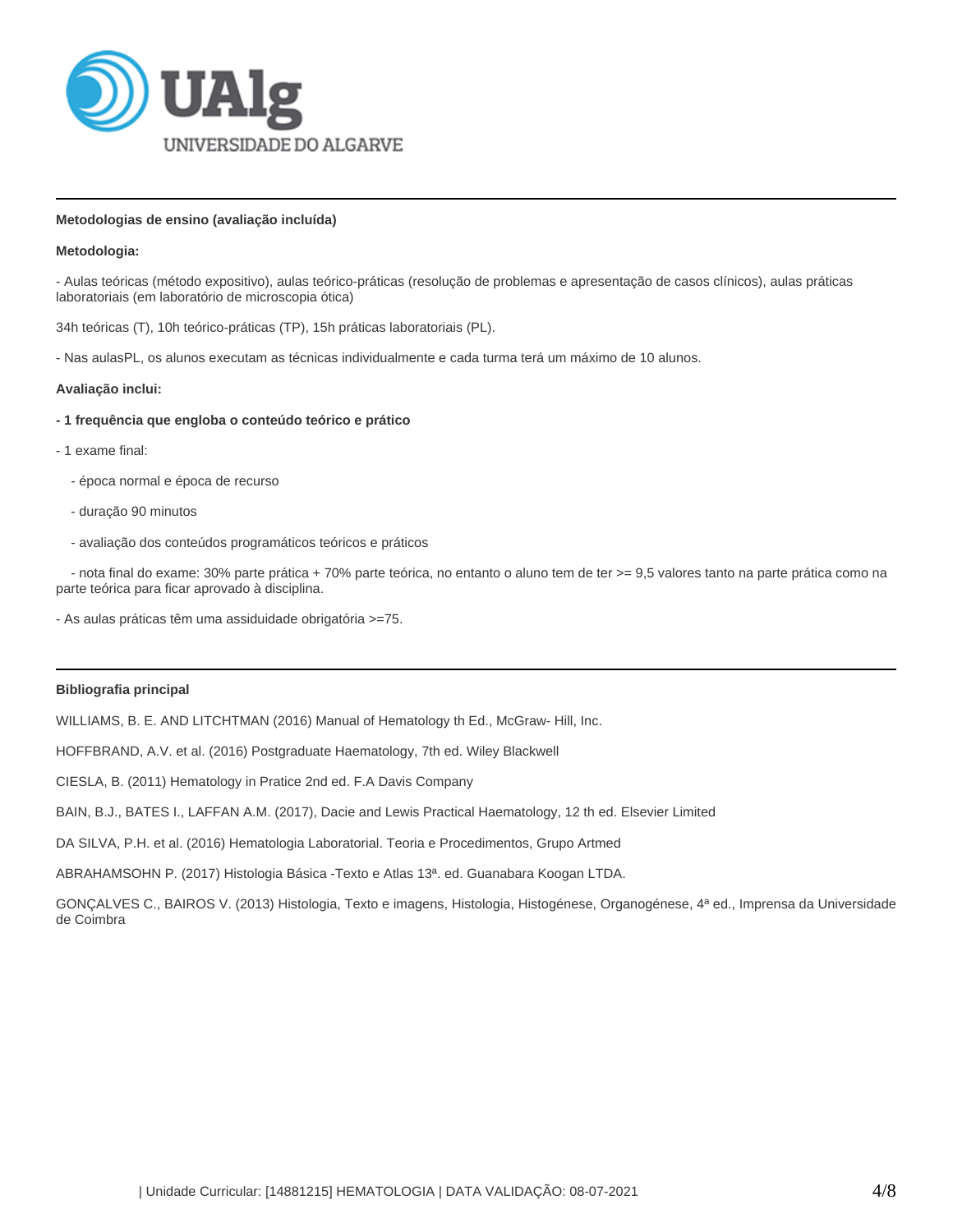**Metodologias de ensino (avaliação incluída)**

**Metodologia:**

- Aulas teóricas (método expositivo), aulas teórico-práticas (resolução de problemas e apresentação de casos clínicos), aulas práticas laboratoriais (em laboratório de microscopia ótica)

34h teóricas (T), 10h teórico-práticas (TP), 15h práticas laboratoriais (PL).

- Nas aulasPL, os alunos executam as técnicas individualmente e cada turma terá um máximo de 10 alunos.

**Avaliação inclui:**

**- 1 frequência que engloba o conteúdo teórico e prático**

- 1 exame final:

  - época normal e época de recurso

  - duração 90 minutos

  - avaliação dos conteúdos programáticos teóricos e práticos

  - nota final do exame: 30% parte prática + 70% parte teórica, no entanto o aluno tem de ter >= 9,5 valores tanto na parte prática como na parte teórica para ficar aprovado à disciplina.

- As aulas práticas têm uma assiduidade obrigatória >=75.

**Bibliografia principal**

WILLIAMS, B. E. AND LITCHTMAN (2016) Manual of Hematology th Ed., McGraw- Hill, Inc.

HOFFBRAND, A.V. et al. (2016) Postgraduate Haematology, 7th ed. Wiley Blackwell

CIESLA, B. (2011) Hematology in Pratice 2nd ed. F.A Davis Company

BAIN, B.J., BATES I., LAFFAN A.M. (2017), Dacie and Lewis Practical Haematology, 12 th ed. Elsevier Limited

DA SILVA, P.H. et al. (2016) Hematologia Laboratorial. Teoria e Procedimentos, Grupo Artmed

ABRAHAMSOHN P. (2017) Histologia Básica -Texto e Atlas 13ª. ed. Guanabara Koogan LTDA.

GONÇALVES C., BAIROS V. (2013) Histologia, Texto e imagens, Histologia, Histogénese, Organogénese, 4ª ed., Imprensa da Universidade de Coimbra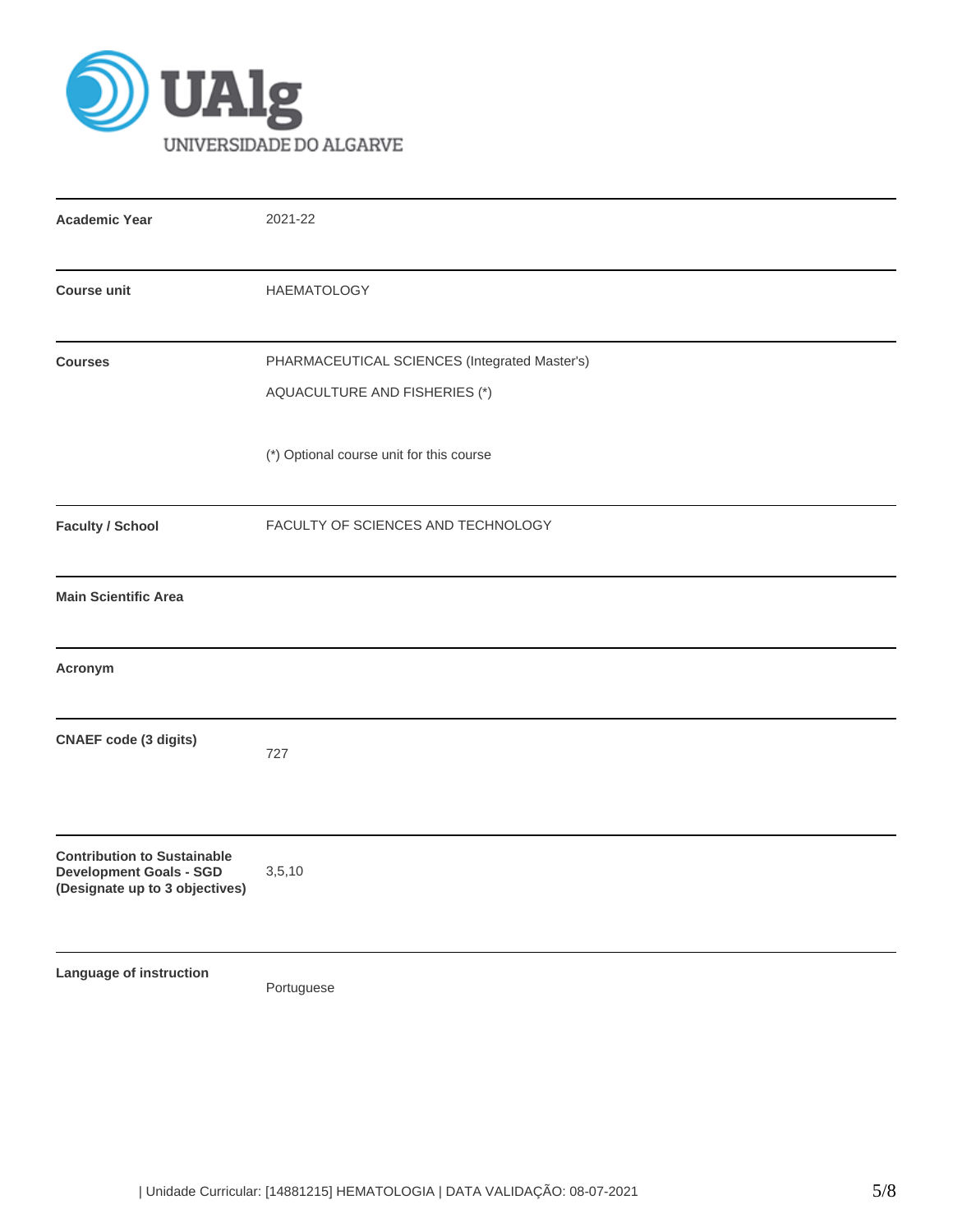UAlg UNIVERSIDADE DO ALGARVE

| | |
|---|---|
| **Academic Year** | 2021-22 |
| **Course unit** | HAEMATOLOGY |
| **Courses** | PHARMACEUTICAL SCIENCES (Integrated Master's)<br>AQUACULTURE AND FISHERIES (*)<br><br>(*) Optional course unit for this course |
| **Faculty / School** | FACULTY OF SCIENCES AND TECHNOLOGY |
| **Main Scientific Area** | |
| **Acronym** | |
| **CNAEF code (3 digits)** | 727 |
| **Contribution to Sustainable Development Goals - SGD (Designate up to 3 objectives)** | 3,5,10 |
| **Language of instruction** | Portuguese |

| Unidade Curricular: [14881215] HEMATOLOGIA | DATA VALIDAÇÃO: 08-07-2021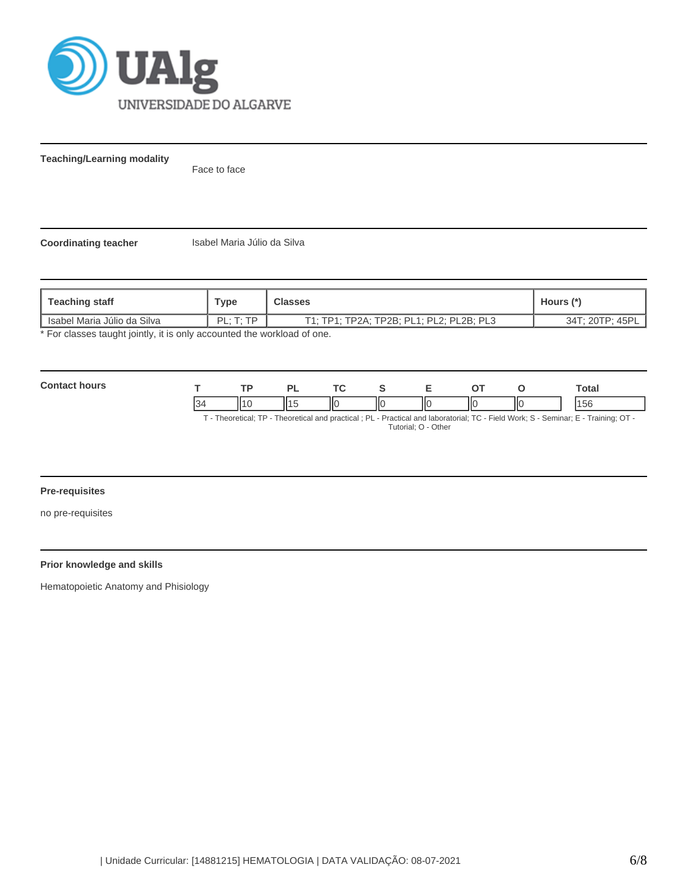**Teaching/Learning modality**

Face to face

**Coordinating teacher**

Isabel Maria Júlio da Silva

| Teaching staff | Type | Classes | Hours (*) |
|---|---|---|---|
| Isabel Maria Júlio da Silva | PL; T; TP | T1; TP1; TP2A; TP2B; PL1; PL2; PL2B; PL3 | 34T; 20TP; 45PL |

* For classes taught jointly, it is only accounted the workload of one.

**Contact hours**

| T | TP | PL | TC | S | E | OT | O | Total |
|---|---|---|---|---|---|---|---|---|
| 34 | 10 | 15 | 0 | 0 | 0 | 0 | 0 | 156 |

T - Theoretical; TP - Theoretical and practical ; PL - Practical and laboratorial; TC - Field Work; S - Seminar; E - Training; OT - Tutorial; O - Other

**Pre-requisites**

no pre-requisites

**Prior knowledge and skills**

Hematopoietic Anatomy and Phisiology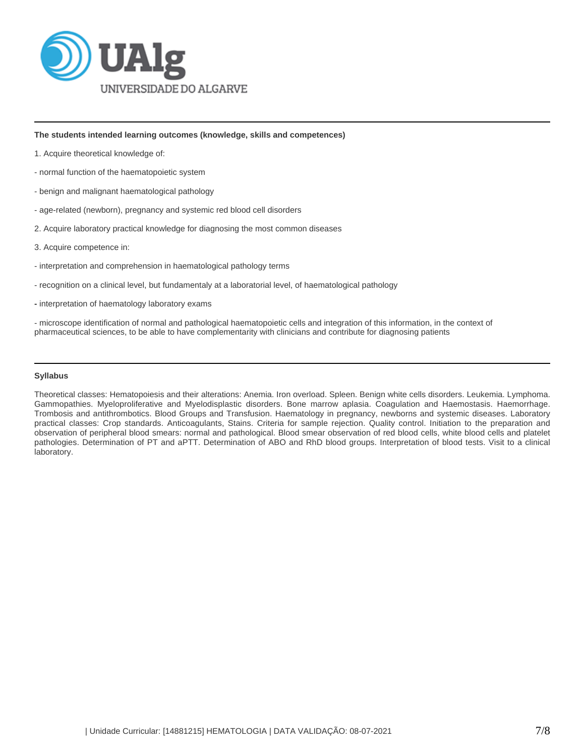**The students intended learning outcomes (knowledge, skills and competences)**

1. Acquire theoretical knowledge of:

- normal function of the haematopoietic system

- benign and malignant haematological pathology

- age-related (newborn), pregnancy and systemic red blood cell disorders

2. Acquire laboratory practical knowledge for diagnosing the most common diseases

3. Acquire competence in:

- interpretation and comprehension in haematological pathology terms

- recognition on a clinical level, but fundamentaly at a laboratorial level, of haematological pathology

- interpretation of haematology laboratory exams

- microscope identification of normal and pathological haematopoietic cells and integration of this information, in the context of pharmaceutical sciences, to be able to have complementarity with clinicians and contribute for diagnosing patients

**Syllabus**

Theoretical classes: Hematopoiesis and their alterations: Anemia. Iron overload. Spleen. Benign white cells disorders. Leukemia. Lymphoma. Gammopathies. Myeloproliferative and Myelodisplastic disorders. Bone marrow aplasia. Coagulation and Haemostasis. Haemorrhage. Trombosis and antithrombotics. Blood Groups and Transfusion. Haematology in pregnancy, newborns and systemic diseases. Laboratory practical classes: Crop standards. Anticoagulants, Stains. Criteria for sample rejection. Quality control. Initiation to the preparation and observation of peripheral blood smears: normal and pathological. Blood smear observation of red blood cells, white blood cells and platelet pathologies. Determination of PT and aPTT. Determination of ABO and RhD blood groups. Interpretation of blood tests. Visit to a clinical laboratory.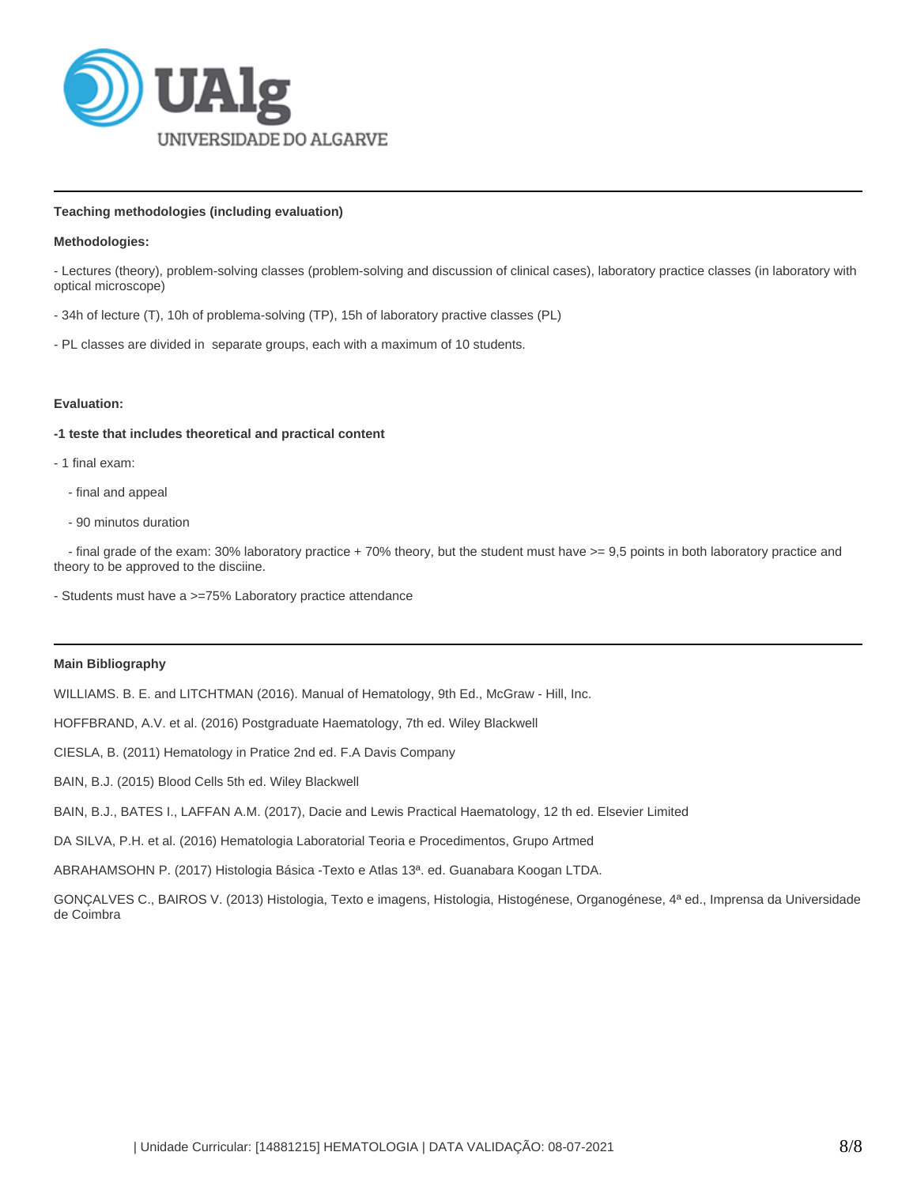**Teaching methodologies (including evaluation)**

**Methodologies:**

- Lectures (theory), problem-solving classes (problem-solving and discussion of clinical cases), laboratory practice classes (in laboratory with optical microscope)

- 34h of lecture (T), 10h of problema-solving (TP), 15h of laboratory practive classes (PL)

- PL classes are divided in separate groups, each with a maximum of 10 students.

**Evaluation:**

**-1 teste that includes theoretical and practical content**

- 1 final exam:

  - final and appeal

  - 90 minutos duration

  - final grade of the exam: 30% laboratory practice + 70% theory, but the student must have >= 9,5 points in both laboratory practice and theory to be approved to the disciine.

- Students must have a >=75% Laboratory practice attendance

**Main Bibliography**

WILLIAMS. B. E. and LITCHTMAN (2016). Manual of Hematology, 9th Ed., McGraw - Hill, Inc.

HOFFBRAND, A.V. et al. (2016) Postgraduate Haematology, 7th ed. Wiley Blackwell

CIESLA, B. (2011) Hematology in Pratice 2nd ed. F.A Davis Company

BAIN, B.J. (2015) Blood Cells 5th ed. Wiley Blackwell

BAIN, B.J., BATES I., LAFFAN A.M. (2017), Dacie and Lewis Practical Haematology, 12 th ed. Elsevier Limited

DA SILVA, P.H. et al. (2016) Hematologia Laboratorial Teoria e Procedimentos, Grupo Artmed

ABRAHAMSOHN P. (2017) Histologia Básica -Texto e Atlas 13ª. ed. Guanabara Koogan LTDA.

GONÇALVES C., BAIROS V. (2013) Histologia, Texto e imagens, Histologia, Histogénese, Organogénese, 4ª ed., Imprensa da Universidade de Coimbra